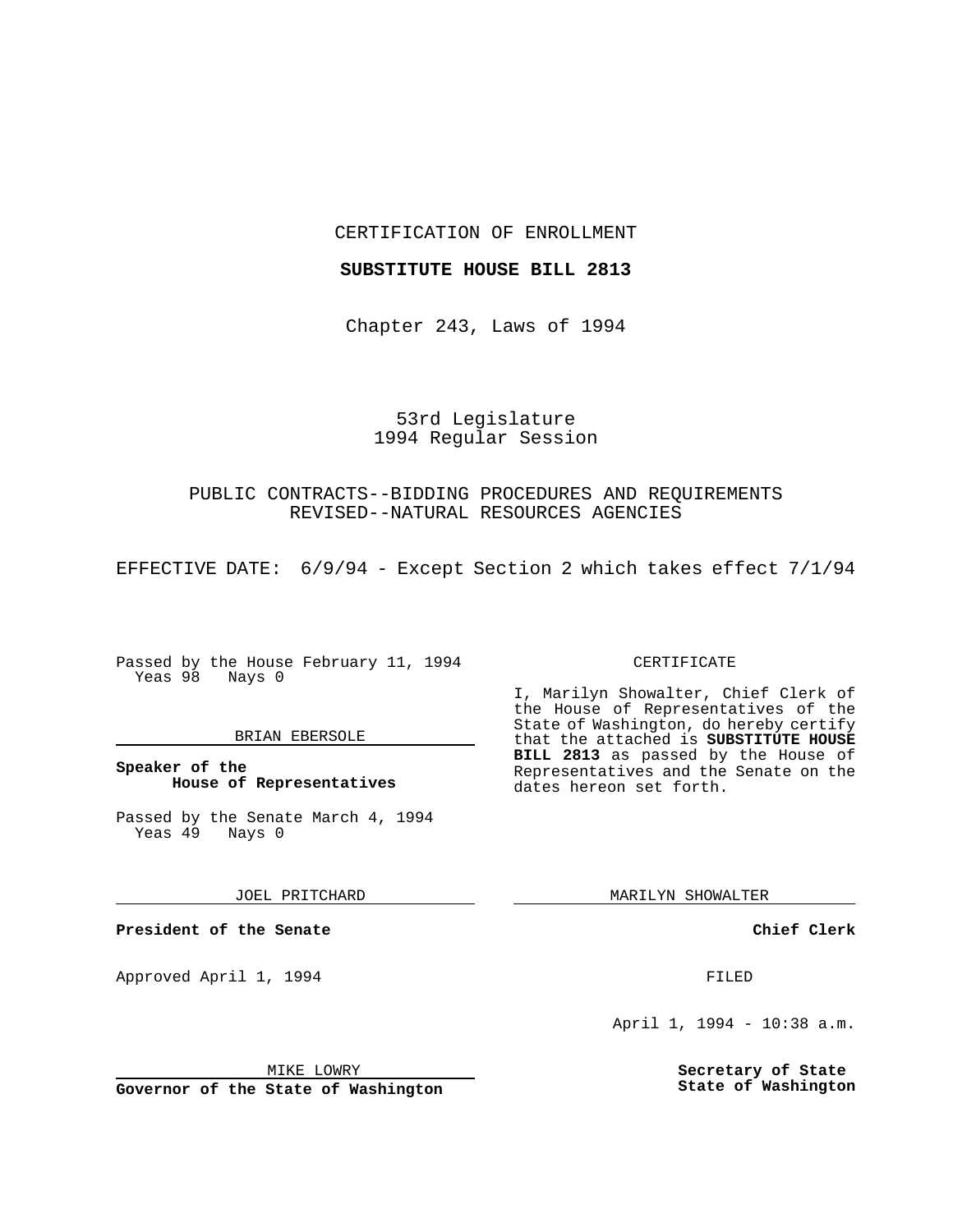CERTIFICATION OF ENROLLMENT

**SUBSTITUTE HOUSE BILL 2813**

Chapter 243, Laws of 1994

53rd Legislature
1994 Regular Session

PUBLIC CONTRACTS--BIDDING PROCEDURES AND REQUIREMENTS REVISED--NATURAL RESOURCES AGENCIES

EFFECTIVE DATE: 6/9/94 - Except Section 2 which takes effect 7/1/94

Passed by the House February 11, 1994
Yeas 98 Nays 0

BRIAN EBERSOLE

**Speaker of the House of Representatives**

Passed by the Senate March 4, 1994
Yeas 49 Nays 0

JOEL PRITCHARD

**President of the Senate**

Approved April 1, 1994

MIKE LOWRY

**Governor of the State of Washington**

CERTIFICATE

I, Marilyn Showalter, Chief Clerk of the House of Representatives of the State of Washington, do hereby certify that the attached is **SUBSTITUTE HOUSE BILL 2813** as passed by the House of Representatives and the Senate on the dates hereon set forth.

MARILYN SHOWALTER

**Chief Clerk**

FILED

April 1, 1994 - 10:38 a.m.

**Secretary of State**
**State of Washington**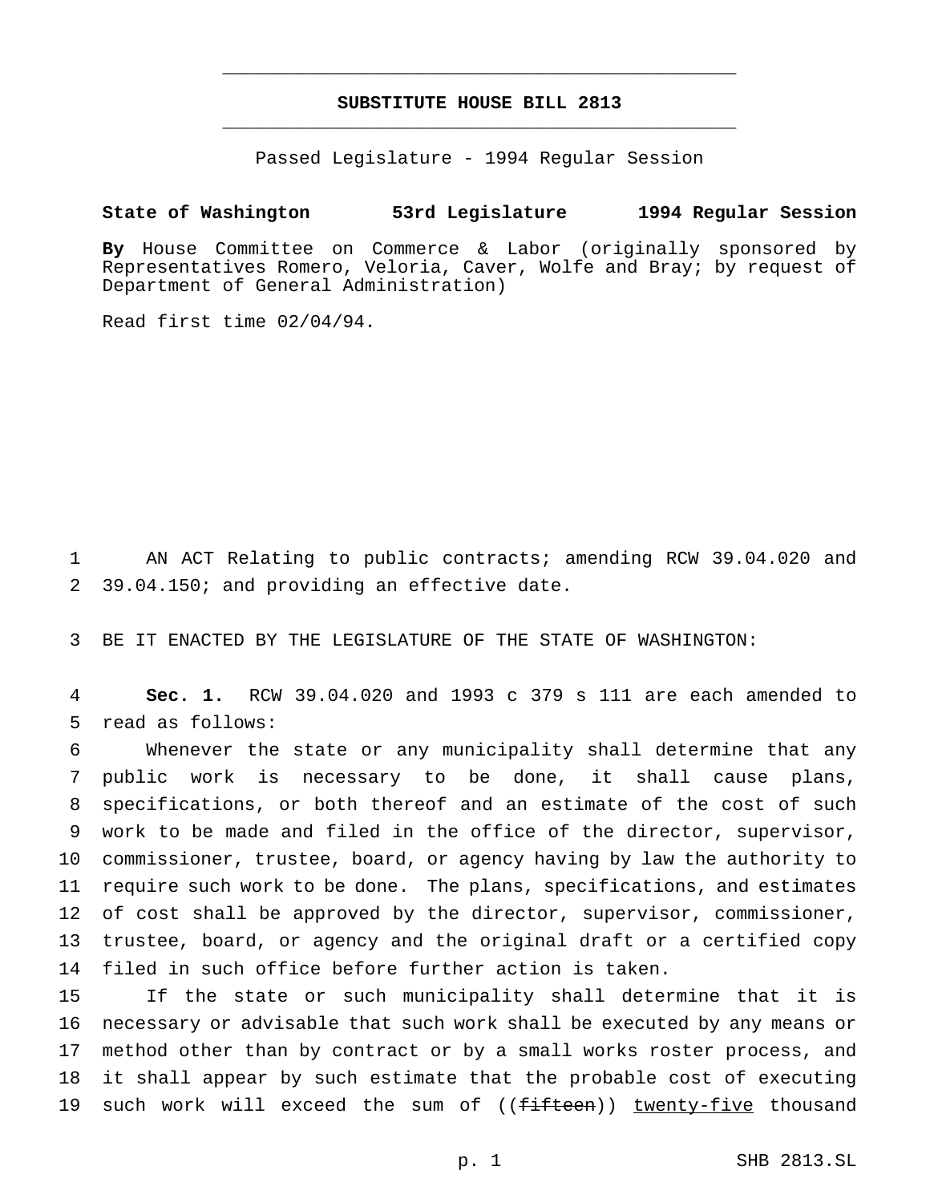## SUBSTITUTE HOUSE BILL 2813

Passed Legislature - 1994 Regular Session

**State of Washington 53rd Legislature 1994 Regular Session**

**By** House Committee on Commerce & Labor (originally sponsored by Representatives Romero, Veloria, Caver, Wolfe and Bray; by request of Department of General Administration)

Read first time 02/04/94.

AN ACT Relating to public contracts; amending RCW 39.04.020 and 39.04.150; and providing an effective date.

BE IT ENACTED BY THE LEGISLATURE OF THE STATE OF WASHINGTON:

**Sec. 1.** RCW 39.04.020 and 1993 c 379 s 111 are each amended to read as follows:

Whenever the state or any municipality shall determine that any public work is necessary to be done, it shall cause plans, specifications, or both thereof and an estimate of the cost of such work to be made and filed in the office of the director, supervisor, commissioner, trustee, board, or agency having by law the authority to require such work to be done. The plans, specifications, and estimates of cost shall be approved by the director, supervisor, commissioner, trustee, board, or agency and the original draft or a certified copy filed in such office before further action is taken.

If the state or such municipality shall determine that it is necessary or advisable that such work shall be executed by any means or method other than by contract or by a small works roster process, and it shall appear by such estimate that the probable cost of executing such work will exceed the sum of ((~~fifteen~~)) <u>twenty-five</u> thousand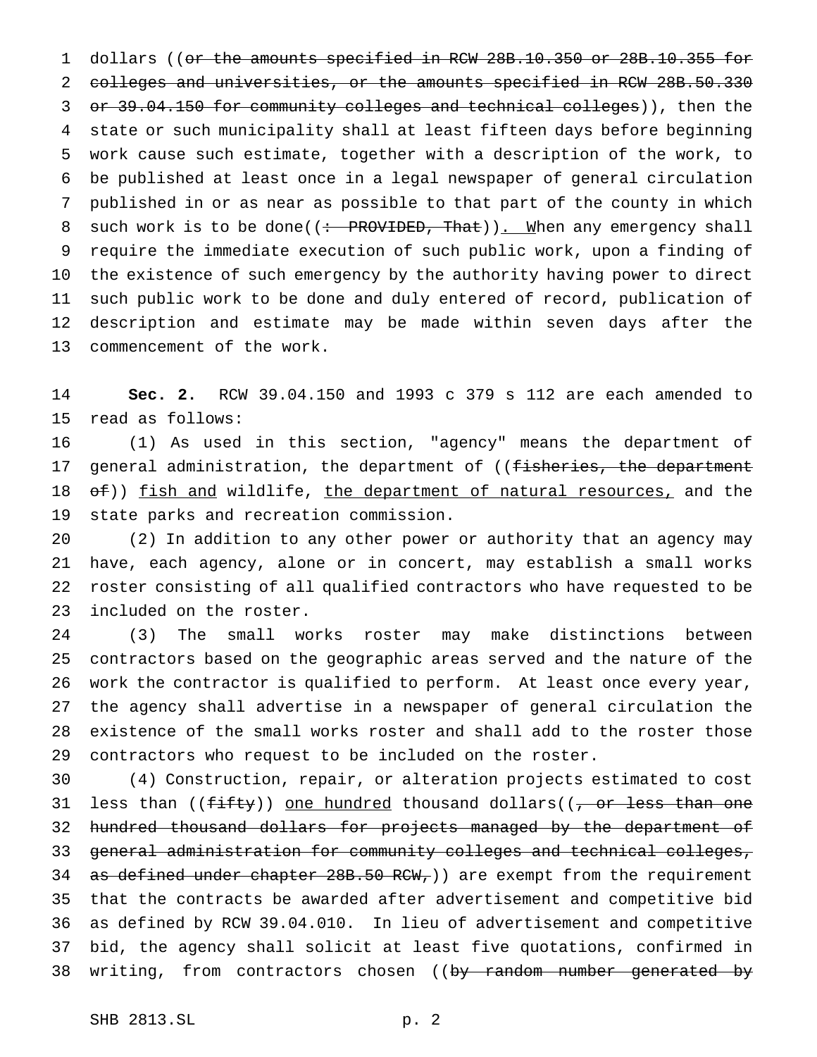dollars ((~~or the amounts specified in RCW 28B.10.350 or 28B.10.355 for colleges and universities, or the amounts specified in RCW 28B.50.330 or 39.04.150 for community colleges and technical colleges~~)), then the state or such municipality shall at least fifteen days before beginning work cause such estimate, together with a description of the work, to be published at least once in a legal newspaper of general circulation published in or as near as possible to that part of the county in which such work is to be done((~~: PROVIDED, That~~)). When any emergency shall require the immediate execution of such public work, upon a finding of the existence of such emergency by the authority having power to direct such public work to be done and duly entered of record, publication of description and estimate may be made within seven days after the commencement of the work.

**Sec. 2.** RCW 39.04.150 and 1993 c 379 s 112 are each amended to read as follows:

(1) As used in this section, "agency" means the department of general administration, the department of ((~~fisheries, the department of~~)) fish and wildlife, the department of natural resources, and the state parks and recreation commission.

(2) In addition to any other power or authority that an agency may have, each agency, alone or in concert, may establish a small works roster consisting of all qualified contractors who have requested to be included on the roster.

(3) The small works roster may make distinctions between contractors based on the geographic areas served and the nature of the work the contractor is qualified to perform. At least once every year, the agency shall advertise in a newspaper of general circulation the existence of the small works roster and shall add to the roster those contractors who request to be included on the roster.

(4) Construction, repair, or alteration projects estimated to cost less than ((~~fifty~~)) one hundred thousand dollars((~~, or less than one hundred thousand dollars for projects managed by the department of general administration for community colleges and technical colleges, as defined under chapter 28B.50 RCW,~~)) are exempt from the requirement that the contracts be awarded after advertisement and competitive bid as defined by RCW 39.04.010. In lieu of advertisement and competitive bid, the agency shall solicit at least five quotations, confirmed in writing, from contractors chosen ((~~by random number generated by~~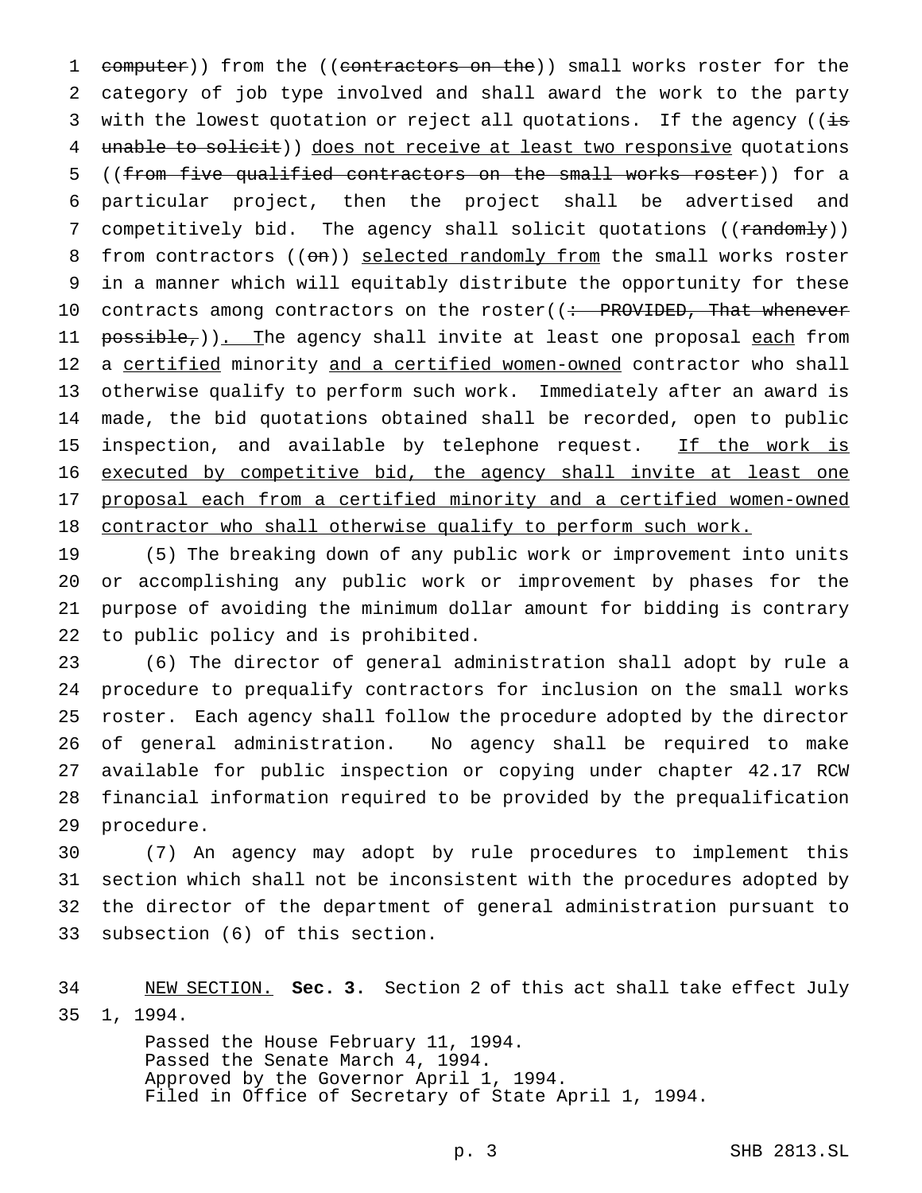computer)) from the ((contractors on the)) small works roster for the category of job type involved and shall award the work to the party with the lowest quotation or reject all quotations. If the agency ((is unable to solicit)) does not receive at least two responsive quotations ((from five qualified contractors on the small works roster)) for a particular project, then the project shall be advertised and competitively bid. The agency shall solicit quotations ((randomly)) from contractors ((on)) selected randomly from the small works roster in a manner which will equitably distribute the opportunity for these contracts among contractors on the roster((: PROVIDED, That whenever possible,)). The agency shall invite at least one proposal each from a certified minority and a certified women-owned contractor who shall otherwise qualify to perform such work. Immediately after an award is made, the bid quotations obtained shall be recorded, open to public inspection, and available by telephone request. If the work is executed by competitive bid, the agency shall invite at least one proposal each from a certified minority and a certified women-owned contractor who shall otherwise qualify to perform such work.

(5) The breaking down of any public work or improvement into units or accomplishing any public work or improvement by phases for the purpose of avoiding the minimum dollar amount for bidding is contrary to public policy and is prohibited.

(6) The director of general administration shall adopt by rule a procedure to prequalify contractors for inclusion on the small works roster. Each agency shall follow the procedure adopted by the director of general administration. No agency shall be required to make available for public inspection or copying under chapter 42.17 RCW financial information required to be provided by the prequalification procedure.

(7) An agency may adopt by rule procedures to implement this section which shall not be inconsistent with the procedures adopted by the director of the department of general administration pursuant to subsection (6) of this section.

NEW SECTION. **Sec. 3.** Section 2 of this act shall take effect July 1, 1994.

Passed the House February 11, 1994.
Passed the Senate March 4, 1994.
Approved by the Governor April 1, 1994.
Filed in Office of Secretary of State April 1, 1994.